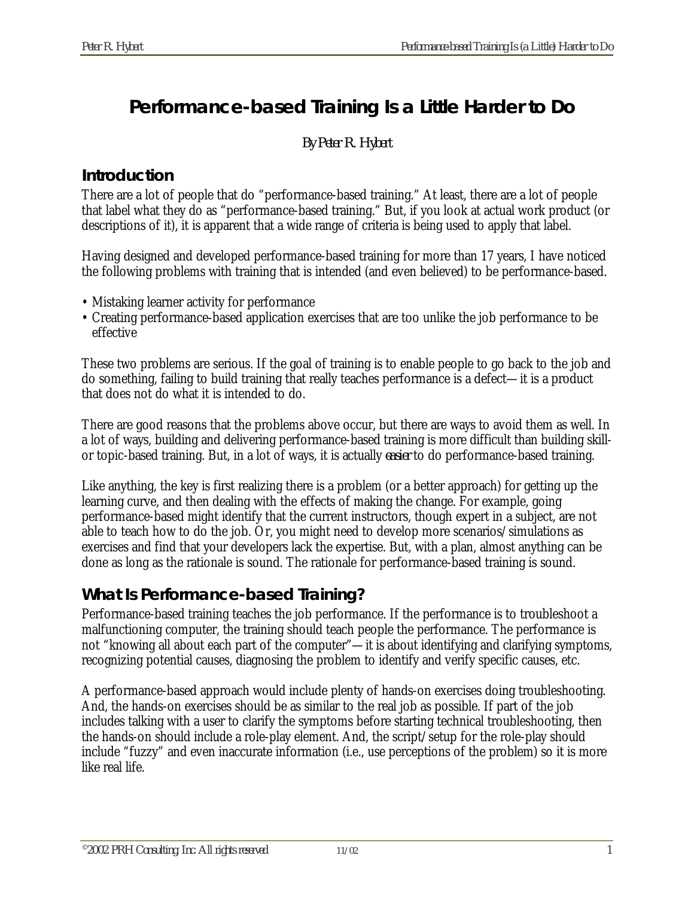# Performance-based Training Is a Little Harder to Do

*By Peter R. Hybert*

## Introduction

There are a lot of people that do "performance-based training." At least, there are a lot of people that label what they do as "performance-based training." But, if you look at actual work product (or descriptions of it), it is apparent that a wide range of criteria is being used to apply that label.

Having designed and developed performance-based training for more than 17 years, I have noticed the following problems with training that is intended (and even believed) to be performance-based.

- Mistaking learner activity for performance
- Creating performance-based application exercises that are too unlike the job performance to be effective

These two problems are serious. If the goal of training is to enable people to go back to the job and do something, failing to build training that really teaches performance is a defect—it is a product that does not do what it is intended to do.

There are good reasons that the problems above occur, but there are ways to avoid them as well. In a lot of ways, building and delivering performance-based training is more difficult than building skill- or topic-based training. But, in a lot of ways, it is actually *easier* to do performance-based training.

Like anything, the key is first realizing there is a problem (or a better approach) for getting up the learning curve, and then dealing with the effects of making the change. For example, going performance-based might identify that the current instructors, though expert in a subject, are not able to teach how to do the job. Or, you might need to develop more scenarios/simulations as exercises and find that your developers lack the expertise. But, with a plan, almost anything can be done as long as the rationale is sound. The rationale for performance-based training is sound.

## What Is Performance-based Training?

Performance-based training teaches the job performance. If the performance is to troubleshoot a malfunctioning computer, the training should teach people the performance. The performance is not "knowing all about each part of the computer"—it is about identifying and clarifying symptoms, recognizing potential causes, diagnosing the problem to identify and verify specific causes, etc.

A performance-based approach would include plenty of hands-on exercises doing troubleshooting. And, the hands-on exercises should be as similar to the real job as possible. If part of the job includes talking with a user to clarify the symptoms before starting technical troubleshooting, then the hands-on should include a role-play element. And, the script/setup for the role-play should include "fuzzy" and even inaccurate information (i.e., use perceptions of the problem) so it is more like real life.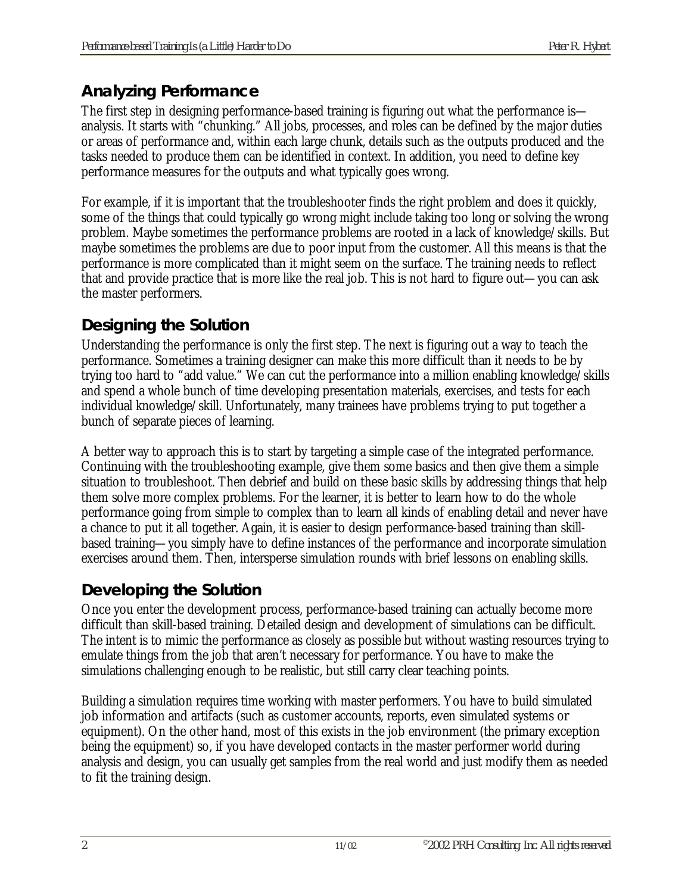## Analyzing Performance

The first step in designing performance-based training is figuring out what the performance is—analysis. It starts with "chunking." All jobs, processes, and roles can be defined by the major duties or areas of performance and, within each large chunk, details such as the outputs produced and the tasks needed to produce them can be identified in context. In addition, you need to define key performance measures for the outputs and what typically goes wrong.

For example, if it is important that the troubleshooter finds the right problem and does it quickly, some of the things that could typically go wrong might include taking too long or solving the wrong problem. Maybe sometimes the performance problems are rooted in a lack of knowledge/skills. But maybe sometimes the problems are due to poor input from the customer. All this means is that the performance is more complicated than it might seem on the surface. The training needs to reflect that and provide practice that is more like the real job. This is not hard to figure out—you can ask the master performers.

## Designing the Solution

Understanding the performance is only the first step. The next is figuring out a way to teach the performance. Sometimes a training designer can make this more difficult than it needs to be by trying too hard to "add value." We can cut the performance into a million enabling knowledge/skills and spend a whole bunch of time developing presentation materials, exercises, and tests for each individual knowledge/skill. Unfortunately, many trainees have problems trying to put together a bunch of separate pieces of learning.

A better way to approach this is to start by targeting a simple case of the integrated performance. Continuing with the troubleshooting example, give them some basics and then give them a simple situation to troubleshoot. Then debrief and build on these basic skills by addressing things that help them solve more complex problems. For the learner, it is better to learn how to do the whole performance going from simple to complex than to learn all kinds of enabling detail and never have a chance to put it all together. Again, it is easier to design performance-based training than skill-based training—you simply have to define instances of the performance and incorporate simulation exercises around them. Then, intersperse simulation rounds with brief lessons on enabling skills.

## Developing the Solution

Once you enter the development process, performance-based training can actually become more difficult than skill-based training. Detailed design and development of simulations can be difficult. The intent is to mimic the performance as closely as possible but without wasting resources trying to emulate things from the job that aren't necessary for performance. You have to make the simulations challenging enough to be realistic, but still carry clear teaching points.

Building a simulation requires time working with master performers. You have to build simulated job information and artifacts (such as customer accounts, reports, even simulated systems or equipment). On the other hand, most of this exists in the job environment (the primary exception being the equipment) so, if you have developed contacts in the master performer world during analysis and design, you can usually get samples from the real world and just modify them as needed to fit the training design.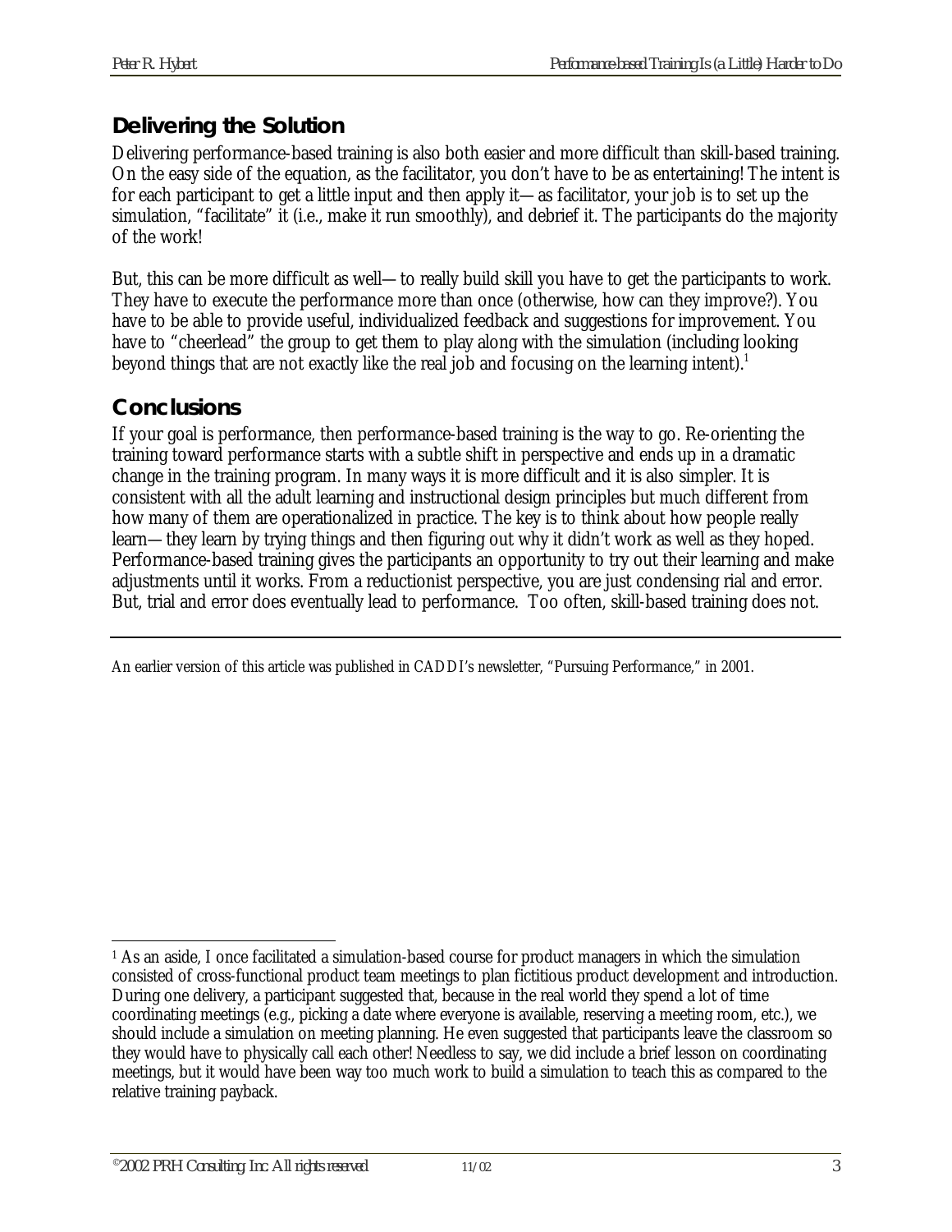## Delivering the Solution

Delivering performance-based training is also both easier and more difficult than skill-based training. On the easy side of the equation, as the facilitator, you don't have to be as entertaining! The intent is for each participant to get a little input and then apply it—as facilitator, your job is to set up the simulation, "facilitate" it (i.e., make it run smoothly), and debrief it. The participants do the majority of the work!

But, this can be more difficult as well—to really build skill you have to get the participants to work. They have to execute the performance more than once (otherwise, how can they improve?). You have to be able to provide useful, individualized feedback and suggestions for improvement. You have to "cheerlead" the group to get them to play along with the simulation (including looking beyond things that are not exactly like the real job and focusing on the learning intent).[1]

## Conclusions

If your goal is performance, then performance-based training is the way to go. Re-orienting the training toward performance starts with a subtle shift in perspective and ends up in a dramatic change in the training program. In many ways it is more difficult and it is also simpler. It is consistent with all the adult learning and instructional design principles but much different from how many of them are operationalized in practice. The key is to think about how people really learn—they learn by trying things and then figuring out why it didn't work as well as they hoped. Performance-based training gives the participants an opportunity to try out their learning and make adjustments until it works. From a reductionist perspective, you are just condensing rial and error. But, trial and error does eventually lead to performance. Too often, skill-based training does not.

---

An earlier version of this article was published in CADDI's newsletter, "Pursuing Performance," in 2001.

[1] As an aside, I once facilitated a simulation-based course for product managers in which the simulation consisted of cross-functional product team meetings to plan fictitious product development and introduction. During one delivery, a participant suggested that, because in the real world they spend a lot of time coordinating meetings (e.g., picking a date where everyone is available, reserving a meeting room, etc.), we should include a simulation on meeting planning. He even suggested that participants leave the classroom so they would have to physically call each other! Needless to say, we did include a brief lesson on coordinating meetings, but it would have been way too much work to build a simulation to teach this as compared to the relative training payback.